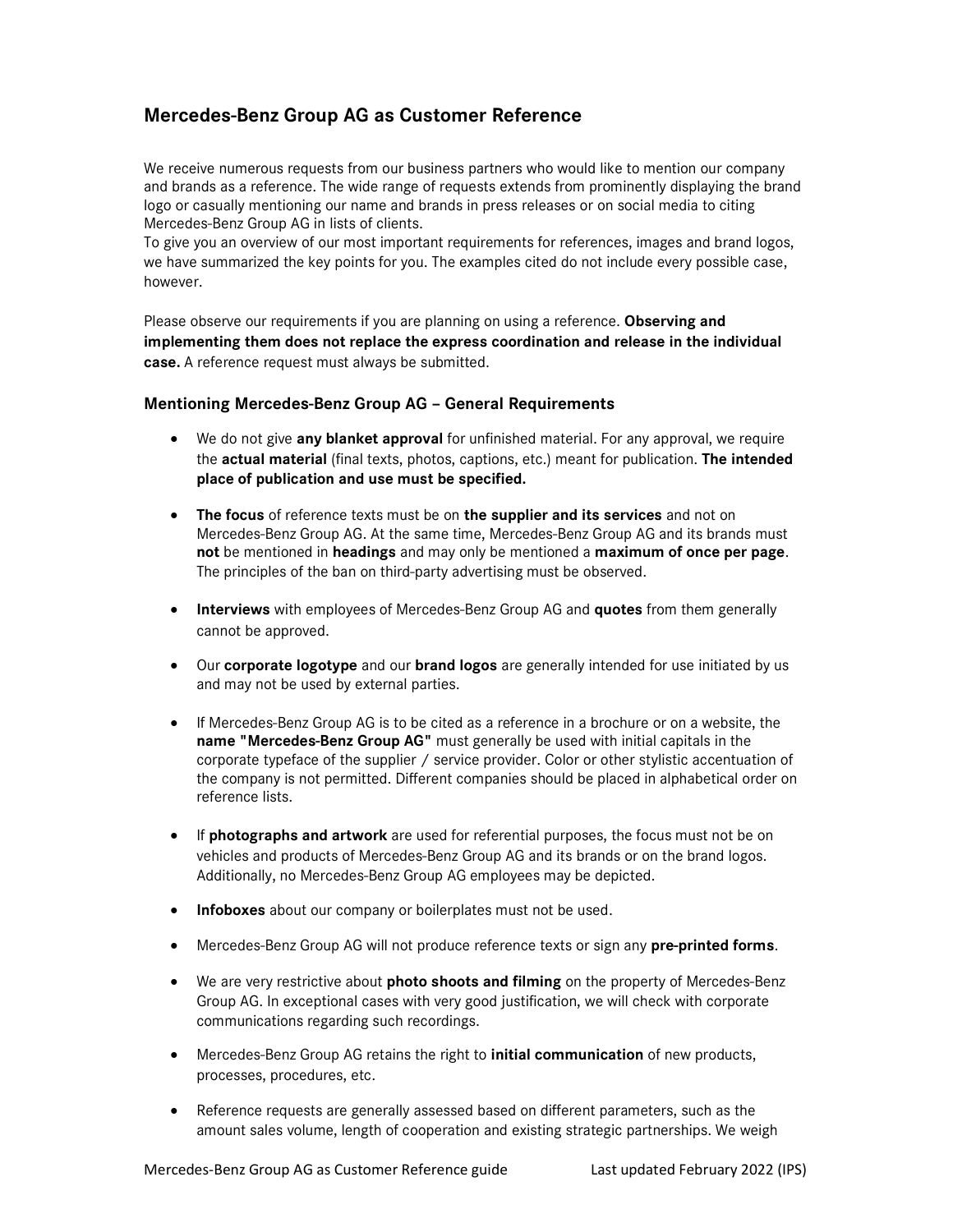# Mercedes-Benz Group AG as Customer Reference

We receive numerous requests from our business partners who would like to mention our company and brands as a reference. The wide range of requests extends from prominently displaying the brand logo or casually mentioning our name and brands in press releases or on social media to citing Mercedes-Benz Group AG in lists of clients.
To give you an overview of our most important requirements for references, images and brand logos, we have summarized the key points for you. The examples cited do not include every possible case, however.

Please observe our requirements if you are planning on using a reference. **Observing and implementing them does not replace the express coordination and release in the individual case.** A reference request must always be submitted.

## Mentioning Mercedes-Benz Group AG – General Requirements

- We do not give **any blanket approval** for unfinished material. For any approval, we require the **actual material** (final texts, photos, captions, etc.) meant for publication. **The intended place of publication and use must be specified.**
- **The focus** of reference texts must be on **the supplier and its services** and not on Mercedes-Benz Group AG. At the same time, Mercedes-Benz Group AG and its brands must **not** be mentioned in **headings** and may only be mentioned a **maximum of once per page**. The principles of the ban on third-party advertising must be observed.
- **Interviews** with employees of Mercedes-Benz Group AG and **quotes** from them generally cannot be approved.
- Our **corporate logotype** and our **brand logos** are generally intended for use initiated by us and may not be used by external parties.
- If Mercedes-Benz Group AG is to be cited as a reference in a brochure or on a website, the **name "Mercedes-Benz Group AG"** must generally be used with initial capitals in the corporate typeface of the supplier / service provider. Color or other stylistic accentuation of the company is not permitted. Different companies should be placed in alphabetical order on reference lists.
- If **photographs and artwork** are used for referential purposes, the focus must not be on vehicles and products of Mercedes-Benz Group AG and its brands or on the brand logos. Additionally, no Mercedes-Benz Group AG employees may be depicted.
- **Infoboxes** about our company or boilerplates must not be used.
- Mercedes-Benz Group AG will not produce reference texts or sign any **pre-printed forms**.
- We are very restrictive about **photo shoots and filming** on the property of Mercedes-Benz Group AG. In exceptional cases with very good justification, we will check with corporate communications regarding such recordings.
- Mercedes-Benz Group AG retains the right to **initial communication** of new products, processes, procedures, etc.
- Reference requests are generally assessed based on different parameters, such as the amount sales volume, length of cooperation and existing strategic partnerships. We weigh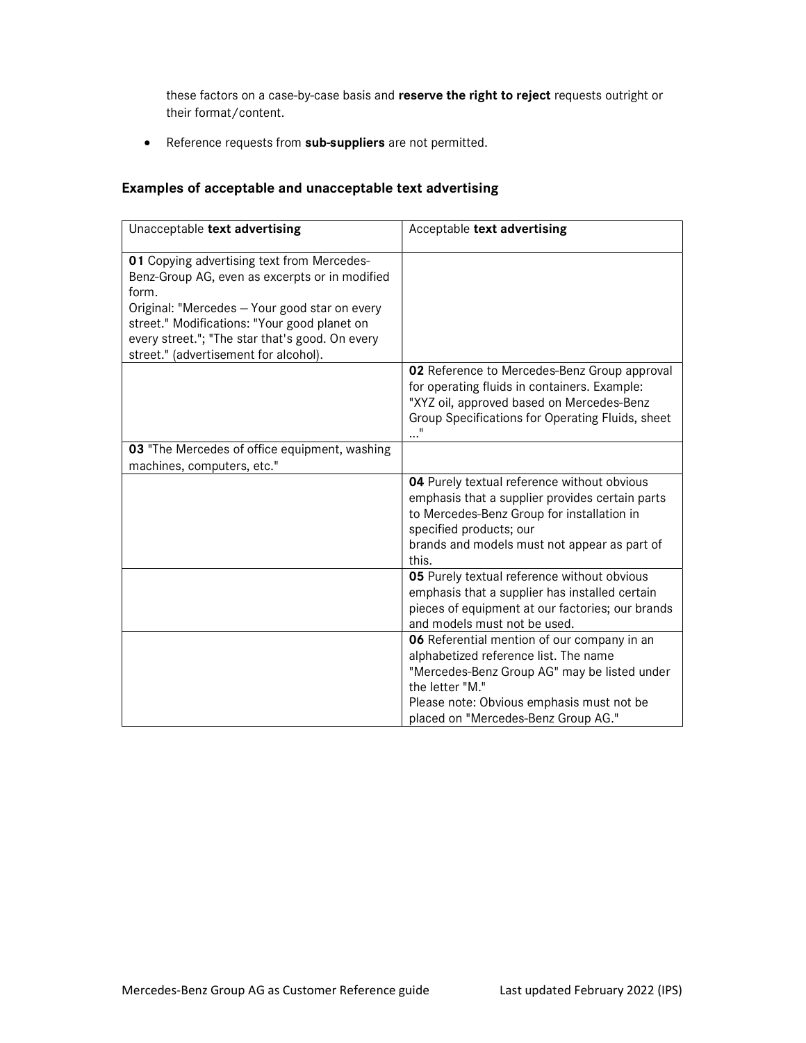these factors on a case-by-case basis and **reserve the right to reject** requests outright or their format/content.

- Reference requests from **sub-suppliers** are not permitted.

### Examples of acceptable and unacceptable text advertising

| Unacceptable **text advertising** | Acceptable **text advertising** |
| --- | --- |
| **01** Copying advertising text from Mercedes-Benz-Group AG, even as excerpts or in modified form.<br>Original: "Mercedes – Your good star on every street." Modifications: "Your good planet on every street."; "The star that's good. On every street." (advertisement for alcohol). | |
| | **02** Reference to Mercedes-Benz Group approval for operating fluids in containers. Example: "XYZ oil, approved based on Mercedes-Benz Group Specifications for Operating Fluids, sheet ..." |
| **03** "The Mercedes of office equipment, washing machines, computers, etc." | |
| | **04** Purely textual reference without obvious emphasis that a supplier provides certain parts to Mercedes-Benz Group for installation in specified products; our brands and models must not appear as part of this. |
| | **05** Purely textual reference without obvious emphasis that a supplier has installed certain pieces of equipment at our factories; our brands and models must not be used. |
| | **06** Referential mention of our company in an alphabetized reference list. The name "Mercedes-Benz Group AG" may be listed under the letter "M."<br>Please note: Obvious emphasis must not be placed on "Mercedes-Benz Group AG." |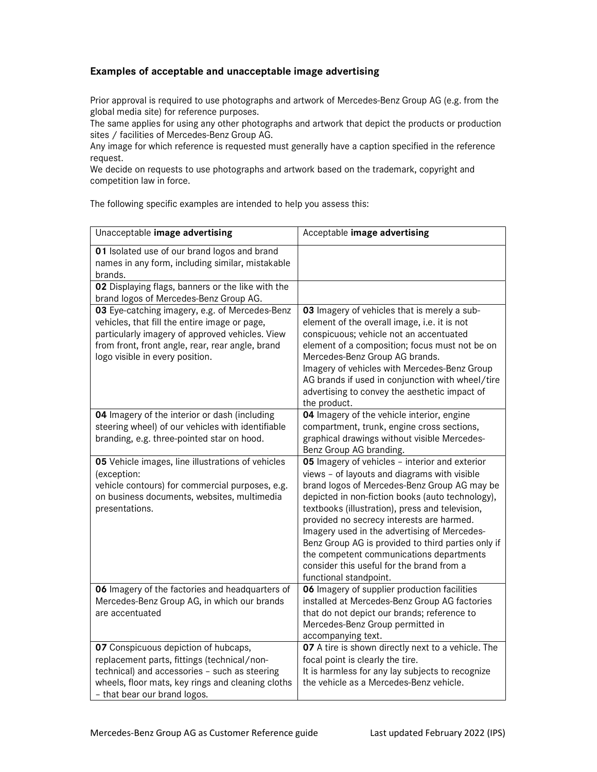## Examples of acceptable and unacceptable image advertising

Prior approval is required to use photographs and artwork of Mercedes-Benz Group AG (e.g. from the global media site) for reference purposes.
The same applies for using any other photographs and artwork that depict the products or production sites / facilities of Mercedes-Benz Group AG.
Any image for which reference is requested must generally have a caption specified in the reference request.
We decide on requests to use photographs and artwork based on the trademark, copyright and competition law in force.

The following specific examples are intended to help you assess this:

| Unacceptable **image advertising** | Acceptable **image advertising** |
|---|---|
| **01** Isolated use of our brand logos and brand names in any form, including similar, mistakable brands. | |
| **02** Displaying flags, banners or the like with the brand logos of Mercedes-Benz Group AG. | |
| **03** Eye-catching imagery, e.g. of Mercedes-Benz vehicles, that fill the entire image or page, particularly imagery of approved vehicles. View from front, front angle, rear, rear angle, brand logo visible in every position. | **03** Imagery of vehicles that is merely a sub-element of the overall image, i.e. it is not conspicuous; vehicle not an accentuated element of a composition; focus must not be on Mercedes-Benz Group AG brands. Imagery of vehicles with Mercedes-Benz Group AG brands if used in conjunction with wheel/tire advertising to convey the aesthetic impact of the product. |
| **04** Imagery of the interior or dash (including steering wheel) of our vehicles with identifiable branding, e.g. three-pointed star on hood. | **04** Imagery of the vehicle interior, engine compartment, trunk, engine cross sections, graphical drawings without visible Mercedes-Benz Group AG branding. |
| **05** Vehicle images, line illustrations of vehicles (exception: vehicle contours) for commercial purposes, e.g. on business documents, websites, multimedia presentations. | **05** Imagery of vehicles – interior and exterior views – of layouts and diagrams with visible brand logos of Mercedes-Benz Group AG may be depicted in non-fiction books (auto technology), textbooks (illustration), press and television, provided no secrecy interests are harmed. Imagery used in the advertising of Mercedes-Benz Group AG is provided to third parties only if the competent communications departments consider this useful for the brand from a functional standpoint. |
| **06** Imagery of the factories and headquarters of Mercedes-Benz Group AG, in which our brands are accentuated | **06** Imagery of supplier production facilities installed at Mercedes-Benz Group AG factories that do not depict our brands; reference to Mercedes-Benz Group permitted in accompanying text. |
| **07** Conspicuous depiction of hubcaps, replacement parts, fittings (technical/non-technical) and accessories – such as steering wheels, floor mats, key rings and cleaning cloths – that bear our brand logos. | **07** A tire is shown directly next to a vehicle. The focal point is clearly the tire. It is harmless for any lay subjects to recognize the vehicle as a Mercedes-Benz vehicle. |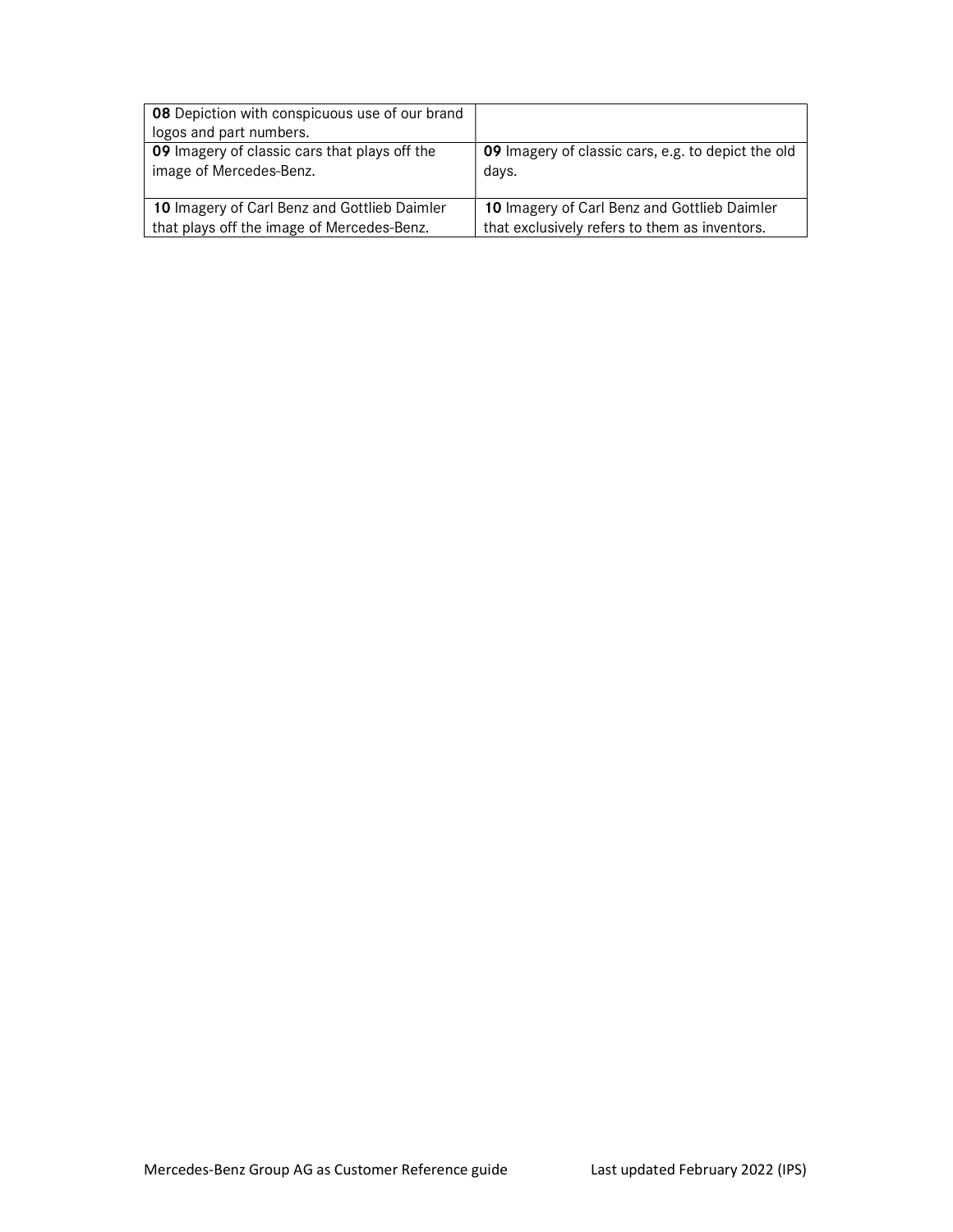| | |
|---|---|
| **08** Depiction with conspicuous use of our brand logos and part numbers. | |
| **09** Imagery of classic cars that plays off the image of Mercedes-Benz. | **09** Imagery of classic cars, e.g. to depict the old days. |
| **10** Imagery of Carl Benz and Gottlieb Daimler that plays off the image of Mercedes-Benz. | **10** Imagery of Carl Benz and Gottlieb Daimler that exclusively refers to them as inventors. |